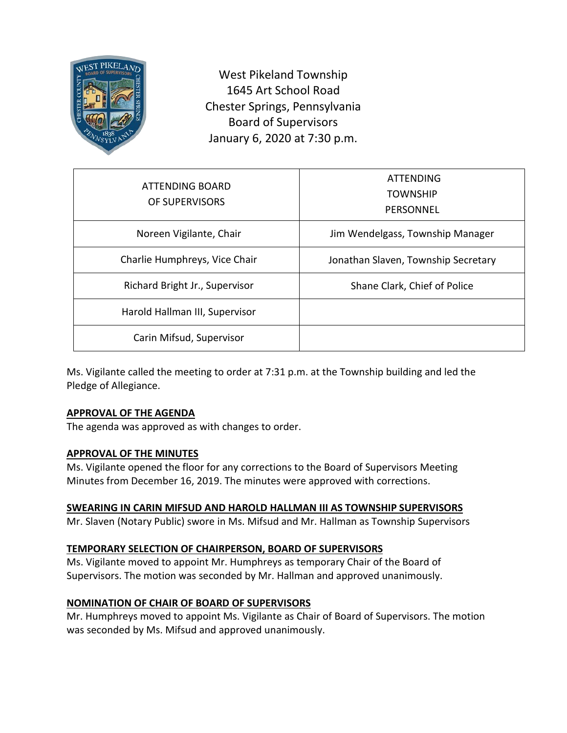West Pikeland Township
1645 Art School Road
Chester Springs, Pennsylvania
Board of Supervisors
January 6, 2020 at 7:30 p.m.

| ATTENDING BOARD OF SUPERVISORS | ATTENDING TOWNSHIP PERSONNEL |
|---|---|
| Noreen Vigilante, Chair | Jim Wendelgass, Township Manager |
| Charlie Humphreys, Vice Chair | Jonathan Slaven, Township Secretary |
| Richard Bright Jr., Supervisor | Shane Clark, Chief of Police |
| Harold Hallman III, Supervisor | |
| Carin Mifsud, Supervisor | |

Ms. Vigilante called the meeting to order at 7:31 p.m. at the Township building and led the Pledge of Allegiance.

**APPROVAL OF THE AGENDA**

The agenda was approved as with changes to order.

**APPROVAL OF THE MINUTES**

Ms. Vigilante opened the floor for any corrections to the Board of Supervisors Meeting Minutes from December 16, 2019. The minutes were approved with corrections.

**SWEARING IN CARIN MIFSUD AND HAROLD HALLMAN III AS TOWNSHIP SUPERVISORS**

Mr. Slaven (Notary Public) swore in Ms. Mifsud and Mr. Hallman as Township Supervisors

**TEMPORARY SELECTION OF CHAIRPERSON, BOARD OF SUPERVISORS**

Ms. Vigilante moved to appoint Mr. Humphreys as temporary Chair of the Board of Supervisors. The motion was seconded by Mr. Hallman and approved unanimously.

**NOMINATION OF CHAIR OF BOARD OF SUPERVISORS**

Mr. Humphreys moved to appoint Ms. Vigilante as Chair of Board of Supervisors. The motion was seconded by Ms. Mifsud and approved unanimously.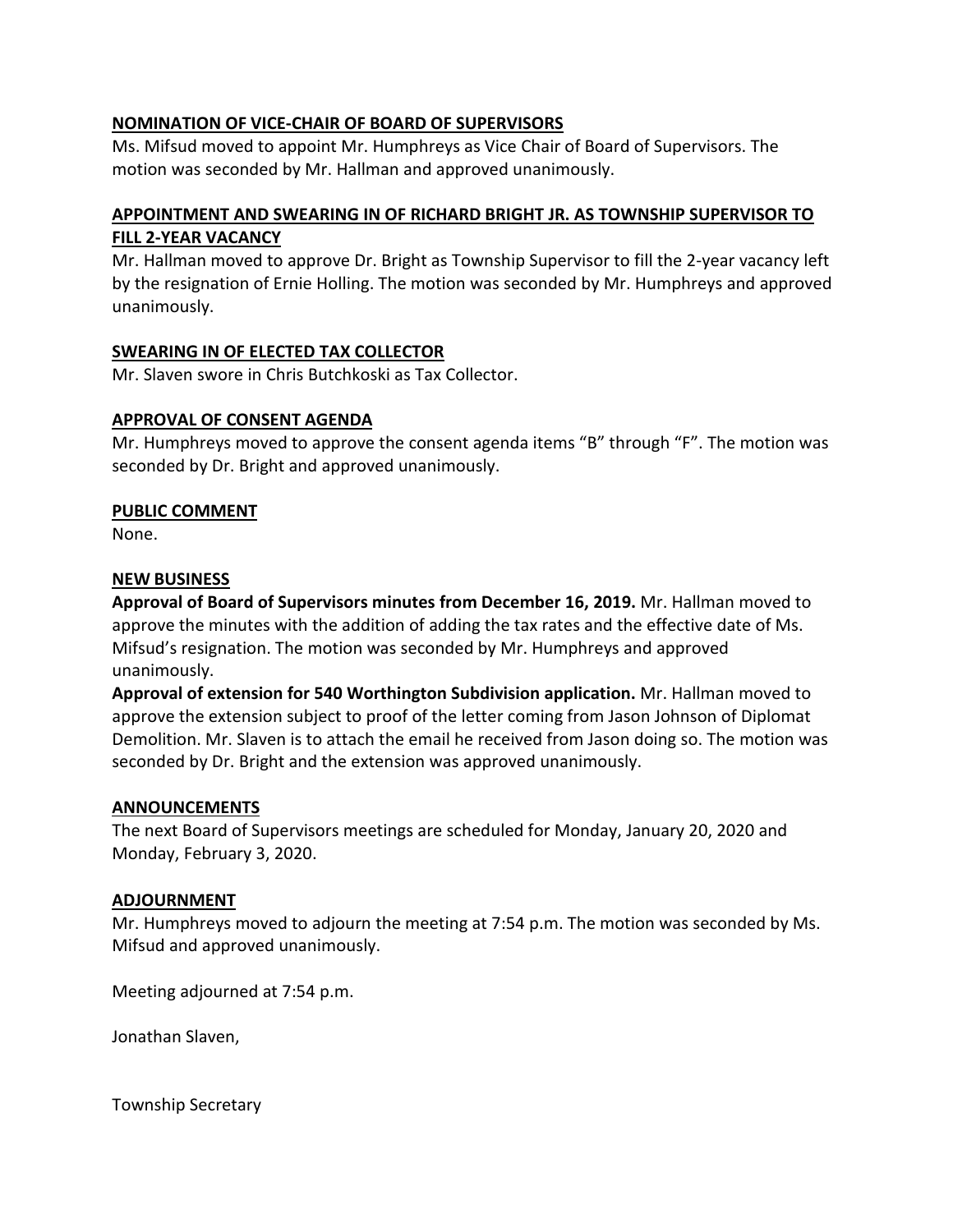**NOMINATION OF VICE-CHAIR OF BOARD OF SUPERVISORS**

Ms. Mifsud moved to appoint Mr. Humphreys as Vice Chair of Board of Supervisors. The motion was seconded by Mr. Hallman and approved unanimously.

**APPOINTMENT AND SWEARING IN OF RICHARD BRIGHT JR. AS TOWNSHIP SUPERVISOR TO FILL 2-YEAR VACANCY**

Mr. Hallman moved to approve Dr. Bright as Township Supervisor to fill the 2-year vacancy left by the resignation of Ernie Holling. The motion was seconded by Mr. Humphreys and approved unanimously.

**SWEARING IN OF ELECTED TAX COLLECTOR**

Mr. Slaven swore in Chris Butchkoski as Tax Collector.

**APPROVAL OF CONSENT AGENDA**

Mr. Humphreys moved to approve the consent agenda items "B" through "F". The motion was seconded by Dr. Bright and approved unanimously.

**PUBLIC COMMENT**

None.

**NEW BUSINESS**

**Approval of Board of Supervisors minutes from December 16, 2019.** Mr. Hallman moved to approve the minutes with the addition of adding the tax rates and the effective date of Ms. Mifsud's resignation. The motion was seconded by Mr. Humphreys and approved unanimously.

**Approval of extension for 540 Worthington Subdivision application.** Mr. Hallman moved to approve the extension subject to proof of the letter coming from Jason Johnson of Diplomat Demolition. Mr. Slaven is to attach the email he received from Jason doing so. The motion was seconded by Dr. Bright and the extension was approved unanimously.

**ANNOUNCEMENTS**

The next Board of Supervisors meetings are scheduled for Monday, January 20, 2020 and Monday, February 3, 2020.

**ADJOURNMENT**

Mr. Humphreys moved to adjourn the meeting at 7:54 p.m. The motion was seconded by Ms. Mifsud and approved unanimously.

Meeting adjourned at 7:54 p.m.

Jonathan Slaven,

Township Secretary